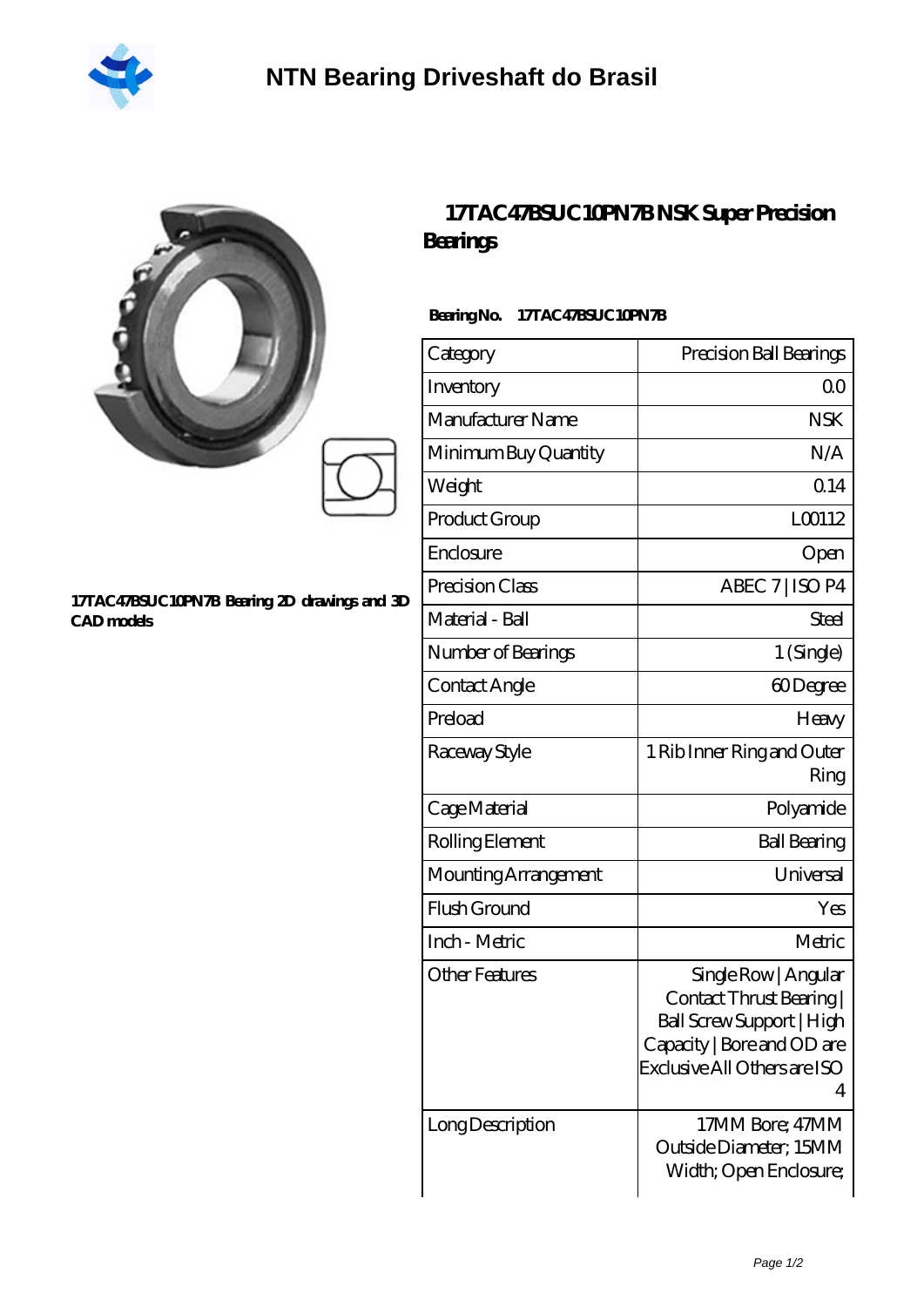# NTN Bearing Driveshaft do Brasil

17TAC47BSUC10PN7B Bearing 2D drawings and 3D CAD models

## 17TAC47BSUC10PN7B NSK Super Precision Bearings

**Bearing No. 17TAC47BSUC10PN7B**

| Category | Precision Ball Bearings |
|---|---|
| Inventory | 0.0 |
| Manufacturer Name | NSK |
| Minimum Buy Quantity | N/A |
| Weight | 0.14 |
| Product Group | L00112 |
| Enclosure | Open |
| Precision Class | ABEC 7 \| ISO P4 |
| Material - Ball | Steel |
| Number of Bearings | 1 (Single) |
| Contact Angle | 60 Degree |
| Preload | Heavy |
| Raceway Style | 1 Rib Inner Ring and Outer Ring |
| Cage Material | Polyamide |
| Rolling Element | Ball Bearing |
| Mounting Arrangement | Universal |
| Flush Ground | Yes |
| Inch - Metric | Metric |
| Other Features | Single Row \| Angular Contact Thrust Bearing \| Ball Screw Support \| High Capacity \| Bore and OD are Exclusive All Others are ISO 4 |
| Long Description | 17MM Bore; 47MM Outside Diameter; 15MM Width; Open Enclosure; |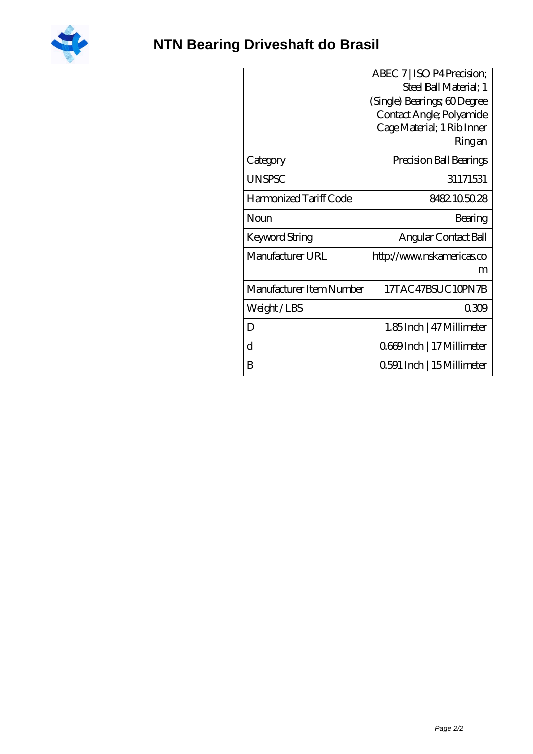# NTN Bearing Driveshaft do Brasil

| | |
|---|---|
| | ABEC 7 \| ISO P4 Precision; Steel Ball Material; 1 (Single) Bearings; 60 Degree Contact Angle; Polyamide Cage Material; 1 Rib Inner Ring an |
| Category | Precision Ball Bearings |
| UNSPSC | 31171531 |
| Harmonized Tariff Code | 8482.10.50.28 |
| Noun | Bearing |
| Keyword String | Angular Contact Ball |
| Manufacturer URL | http://www.nskamericas.com |
| Manufacturer Item Number | 17TAC47BSUC10PN7B |
| Weight / LBS | 0.309 |
| D | 1.85 Inch \| 47 Millimeter |
| d | 0.669 Inch \| 17 Millimeter |
| B | 0.591 Inch \| 15 Millimeter |